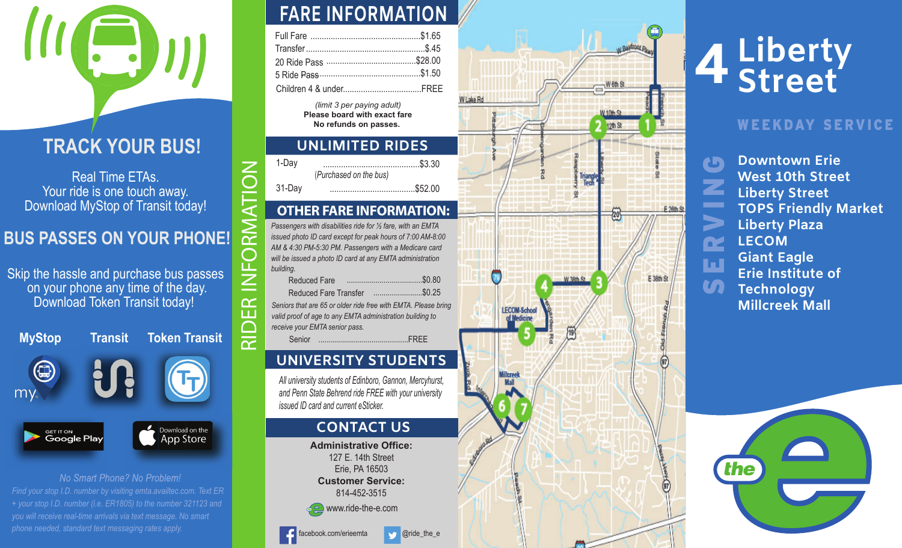## TRACK YOUR BUS!

Real Time ETAs.
Your ride is one touch away.
Download MyStop of Transit today!

## BUS PASSES ON YOUR PHONE!

Skip the hassle and purchase bus passes on your phone any time of the day.
Download Token Transit today!

MyStop | Transit | Token Transit

GET IT ON Google Play | Download on the App Store

*No Smart Phone? No Problem!*

*Find your stop I.D. number by visiting emta.availtec.com. Text ER + your stop I.D. number (i.e. ER1805) to the number 321123 and you will receive real-time arrivals via text message. No smart phone needed, standard text messaging rates apply.*

# RIDER INFORMATION

## FARE INFORMATION

| | |
|---|---|
| Full Fare | $1.65 |
| Transfer | $.45 |
| 20 Ride Pass | $28.00 |
| 5 Ride Pass | $1.50 |
| Children 4 & under | FREE |

*(limit 3 per paying adult)*
**Please board with exact fare**
**No refunds on passes.**

## UNLIMITED RIDES

| | |
|---|---|
| 1-Day *(Purchased on the bus)* | $3.30 |
| 31-Day | $52.00 |

## OTHER FARE INFORMATION:

*Passengers with disabilities ride for ½ fare, with an EMTA issued photo ID card except for peak hours of 7:00 AM-8:00 AM & 4:30 PM-5:30 PM. Passengers with a Medicare card will be issued a photo ID card at any EMTA administration building.*

| | |
|---|---|
| Reduced Fare | $0.80 |
| Reduced Fare Transfer | $0.25 |

*Seniors that are 65 or older ride free with EMTA. Please bring valid proof of age to any EMTA administration building to receive your EMTA senior pass.*

| | |
|---|---|
| Senior | FREE |

## UNIVERSITY STUDENTS

*All university students of Edinboro, Gannon, Mercyhurst, and Penn State Behrend ride FREE with your university issued ID card and current eSticker.*

## CONTACT US

**Administrative Office:**
127 E. 14th Street
Erie, PA 16503
**Customer Service:**
814-452-3515
www.ride-the-e.com

facebook.com/erieemta | @ride_the_e

# 4 Liberty Street

## WEEKDAY SERVICE

### SERVING

- Downtown Erie
- West 10th Street
- Liberty Street
- TOPS Friendly Market
- Liberty Plaza
- LECOM
- Giant Eagle
- Erie Institute of Technology
- Millcreek Mall

the e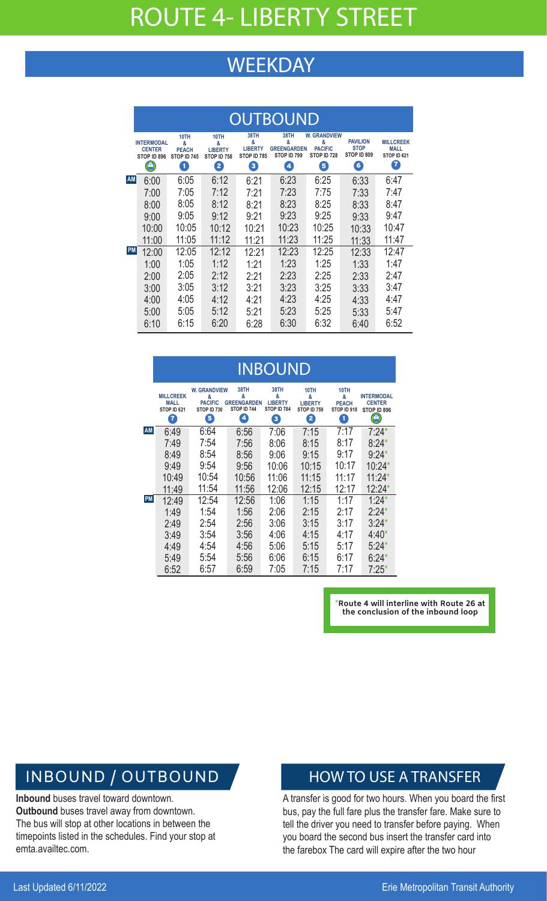# ROUTE 4- LIBERTY STREET

## WEEKDAY

### OUTBOUND

| | INTERMODAL CENTER STOP ID 896 | 10TH & PEACH STOP ID 745 (1) | 10TH & LIBERTY STOP ID 758 (2) | 38TH & LIBERTY STOP ID 785 (3) | 38TH & GREENGARDEN STOP ID 799 (4) | W. GRANDVIEW & PACIFIC STOP ID 728 (5) | PAVILION STOP STOP ID 809 (6) | MILLCREEK MALL STOP ID 621 (7) |
|---|---|---|---|---|---|---|---|---|
| AM | 6:00 | 6:05 | 6:12 | 6:21 | 6:23 | 6:25 | 6:33 | 6:47 |
| | 7:00 | 7:05 | 7:12 | 7:21 | 7:23 | 7:75 | 7:33 | 7:47 |
| | 8:00 | 8:05 | 8:12 | 8:21 | 8:23 | 8:25 | 8:33 | 8:47 |
| | 9:00 | 9:05 | 9:12 | 9:21 | 9:23 | 9:25 | 9:33 | 9:47 |
| | 10:00 | 10:05 | 10:12 | 10:21 | 10:23 | 10:25 | 10:33 | 10:47 |
| | 11:00 | 11:05 | 11:12 | 11:21 | 11:23 | 11:25 | 11:33 | 11:47 |
| PM | 12:00 | 12:05 | 12:12 | 12:21 | 12:23 | 12:25 | 12:33 | 12:47 |
| | 1:00 | 1:05 | 1:12 | 1:21 | 1:23 | 1:25 | 1:33 | 1:47 |
| | 2:00 | 2:05 | 2:12 | 2:21 | 2:23 | 2:25 | 2:33 | 2:47 |
| | 3:00 | 3:05 | 3:12 | 3:21 | 3:23 | 3:25 | 3:33 | 3:47 |
| | 4:00 | 4:05 | 4:12 | 4:21 | 4:23 | 4:25 | 4:33 | 4:47 |
| | 5:00 | 5:05 | 5:12 | 5:21 | 5:23 | 5:25 | 5:33 | 5:47 |
| | 6:10 | 6:15 | 6:20 | 6:28 | 6:30 | 6:32 | 6:40 | 6:52 |

### INBOUND

| | MILLCREEK MALL STOP ID 621 (7) | W. GRANDVIEW & PACIFIC STOP ID 730 (5) | 38TH & GREENGARDEN STOP ID 744 (4) | 38TH & LIBERTY STOP ID 784 (3) | 10TH & LIBERTY STOP ID 759 (2) | 10TH & PEACH STOP ID 918 (1) | INTERMODAL CENTER STOP ID 896 |
|---|---|---|---|---|---|---|---|
| AM | 6:49 | 6:64 | 6:56 | 7:06 | 7:15 | 7:17 | 7:24* |
| | 7:49 | 7:54 | 7:56 | 8:06 | 8:15 | 8:17 | 8:24* |
| | 8:49 | 8:54 | 8:56 | 9:06 | 9:15 | 9:17 | 9:24* |
| | 9:49 | 9:54 | 9:56 | 10:06 | 10:15 | 10:17 | 10:24* |
| | 10:49 | 10:54 | 10:56 | 11:06 | 11:15 | 11:17 | 11:24* |
| | 11:49 | 11:54 | 11:56 | 12:06 | 12:15 | 12:17 | 12:24* |
| PM | 12:49 | 12:54 | 12:56 | 1:06 | 1:15 | 1:17 | 1:24* |
| | 1:49 | 1:54 | 1:56 | 2:06 | 2:15 | 2:17 | 2:24* |
| | 2:49 | 2:54 | 2:56 | 3:06 | 3:15 | 3:17 | 3:24* |
| | 3:49 | 3:54 | 3:56 | 4:06 | 4:15 | 4:17 | 4:40* |
| | 4:49 | 4:54 | 4:56 | 5:06 | 5:15 | 5:17 | 5:24* |
| | 5:49 | 5:54 | 5:56 | 6:06 | 6:15 | 6:17 | 6:24* |
| | 6:52 | 6:57 | 6:59 | 7:05 | 7:15 | 7:17 | 7:25* |

*Route 4 will interline with Route 26 at the conclusion of the inbound loop

## INBOUND / OUTBOUND

**Inbound** buses travel toward downtown.
**Outbound** buses travel away from downtown.
The bus will stop at other locations in between the timepoints listed in the schedules. Find your stop at emta.availtec.com.

## HOW TO USE A TRANSFER

A transfer is good for two hours. When you board the first bus, pay the full fare plus the transfer fare. Make sure to tell the driver you need to transfer before paying. When you board the second bus insert the transfer card into the farebox The card will expire after the two hour

Last Updated 6/11/2022

Erie Metropolitan Transit Authority